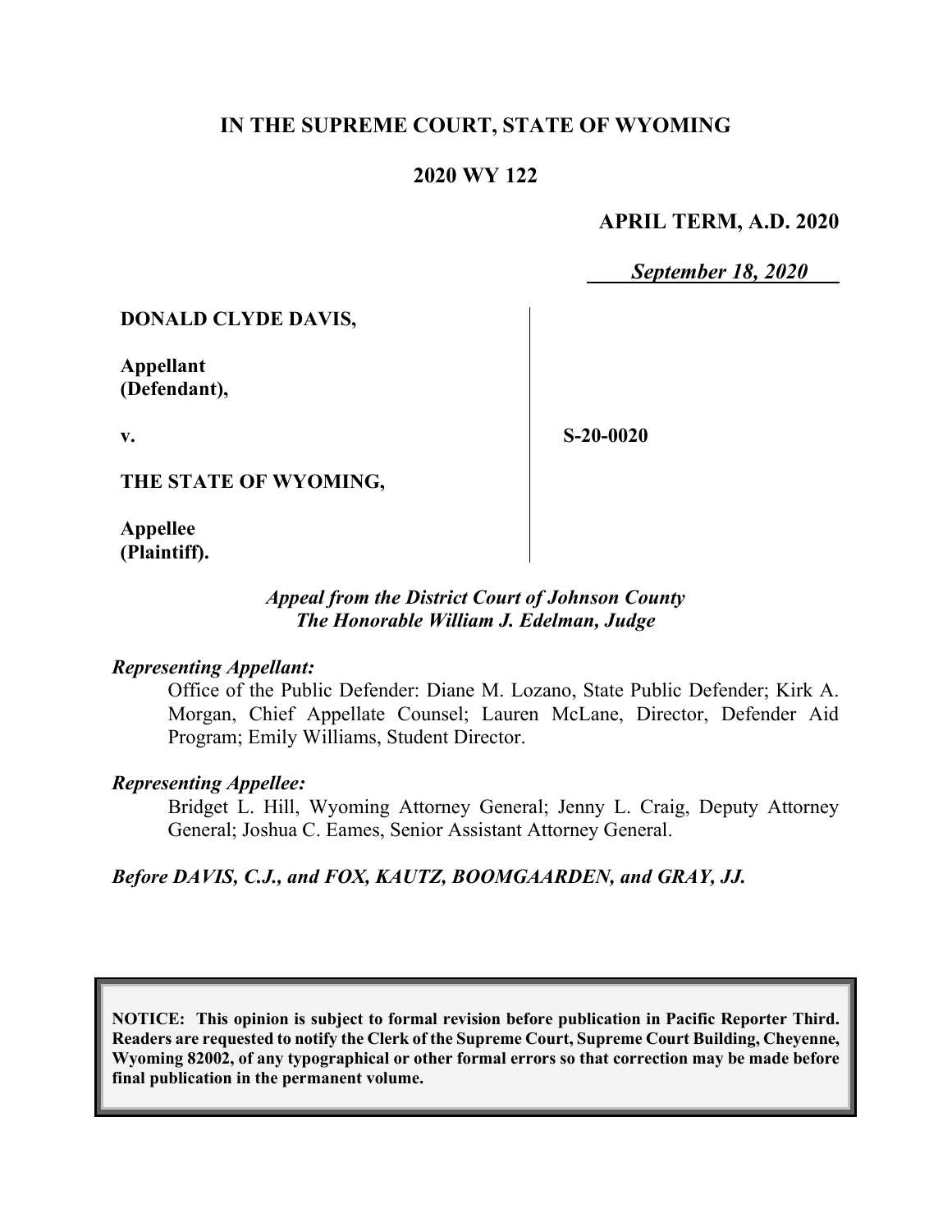# IN THE SUPREME COURT, STATE OF WYOMING

## 2020 WY 122

**APRIL TERM, A.D. 2020**

*September 18, 2020*

**DONALD CLYDE DAVIS,**

**Appellant (Defendant),**

**v.**

**S-20-0020**

**THE STATE OF WYOMING,**

**Appellee (Plaintiff).**

*Appeal from the District Court of Johnson County*
*The Honorable William J. Edelman, Judge*

***Representing Appellant:***

Office of the Public Defender: Diane M. Lozano, State Public Defender; Kirk A. Morgan, Chief Appellate Counsel; Lauren McLane, Director, Defender Aid Program; Emily Williams, Student Director.

***Representing Appellee:***

Bridget L. Hill, Wyoming Attorney General; Jenny L. Craig, Deputy Attorney General; Joshua C. Eames, Senior Assistant Attorney General.

***Before DAVIS, C.J., and FOX, KAUTZ, BOOMGAARDEN, and GRAY, JJ.***

**NOTICE: This opinion is subject to formal revision before publication in Pacific Reporter Third. Readers are requested to notify the Clerk of the Supreme Court, Supreme Court Building, Cheyenne, Wyoming 82002, of any typographical or other formal errors so that correction may be made before final publication in the permanent volume.**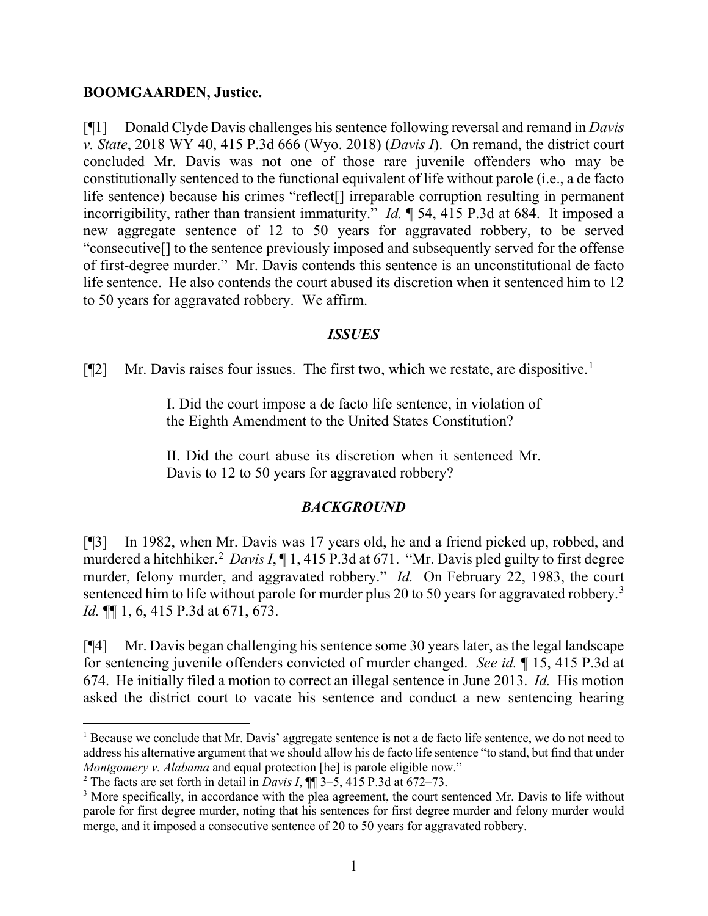**BOOMGAARDEN, Justice.**

[¶1] Donald Clyde Davis challenges his sentence following reversal and remand in *Davis v. State*, 2018 WY 40, 415 P.3d 666 (Wyo. 2018) (*Davis I*). On remand, the district court concluded Mr. Davis was not one of those rare juvenile offenders who may be constitutionally sentenced to the functional equivalent of life without parole (i.e., a de facto life sentence) because his crimes "reflect[] irreparable corruption resulting in permanent incorrigibility, rather than transient immaturity." *Id.* ¶ 54, 415 P.3d at 684. It imposed a new aggregate sentence of 12 to 50 years for aggravated robbery, to be served "consecutive[] to the sentence previously imposed and subsequently served for the offense of first-degree murder." Mr. Davis contends this sentence is an unconstitutional de facto life sentence. He also contends the court abused its discretion when it sentenced him to 12 to 50 years for aggravated robbery. We affirm.

## *ISSUES*

[¶2] Mr. Davis raises four issues. The first two, which we restate, are dispositive.[1]

> I. Did the court impose a de facto life sentence, in violation of the Eighth Amendment to the United States Constitution?
>
> II. Did the court abuse its discretion when it sentenced Mr. Davis to 12 to 50 years for aggravated robbery?

## *BACKGROUND*

[¶3] In 1982, when Mr. Davis was 17 years old, he and a friend picked up, robbed, and murdered a hitchhiker.[2] *Davis I*, ¶ 1, 415 P.3d at 671. "Mr. Davis pled guilty to first degree murder, felony murder, and aggravated robbery." *Id.* On February 22, 1983, the court sentenced him to life without parole for murder plus 20 to 50 years for aggravated robbery.[3] *Id.* ¶¶ 1, 6, 415 P.3d at 671, 673.

[¶4] Mr. Davis began challenging his sentence some 30 years later, as the legal landscape for sentencing juvenile offenders convicted of murder changed. *See id.* ¶ 15, 415 P.3d at 674. He initially filed a motion to correct an illegal sentence in June 2013. *Id.* His motion asked the district court to vacate his sentence and conduct a new sentencing hearing

---

[1] Because we conclude that Mr. Davis' aggregate sentence is not a de facto life sentence, we do not need to address his alternative argument that we should allow his de facto life sentence "to stand, but find that under *Montgomery v. Alabama* and equal protection [he] is parole eligible now."

[2] The facts are set forth in detail in *Davis I*, ¶¶ 3–5, 415 P.3d at 672–73.

[3] More specifically, in accordance with the plea agreement, the court sentenced Mr. Davis to life without parole for first degree murder, noting that his sentences for first degree murder and felony murder would merge, and it imposed a consecutive sentence of 20 to 50 years for aggravated robbery.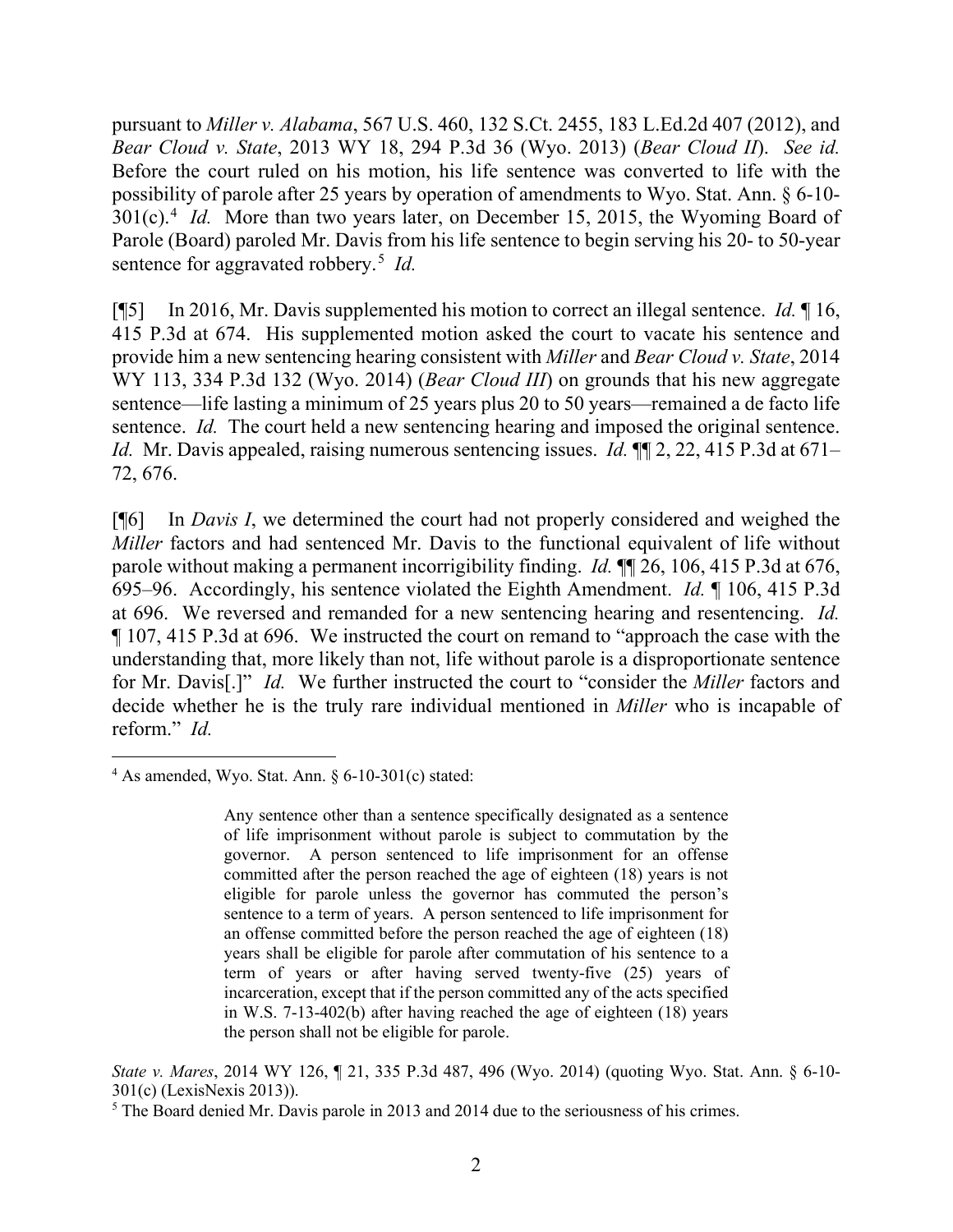pursuant to *Miller v. Alabama*, 567 U.S. 460, 132 S.Ct. 2455, 183 L.Ed.2d 407 (2012), and *Bear Cloud v. State*, 2013 WY 18, 294 P.3d 36 (Wyo. 2013) (*Bear Cloud II*). *See id.* Before the court ruled on his motion, his life sentence was converted to life with the possibility of parole after 25 years by operation of amendments to Wyo. Stat. Ann. § 6-10-301(c).[4] *Id.* More than two years later, on December 15, 2015, the Wyoming Board of Parole (Board) paroled Mr. Davis from his life sentence to begin serving his 20- to 50-year sentence for aggravated robbery.[5] *Id.*

[¶5] In 2016, Mr. Davis supplemented his motion to correct an illegal sentence. *Id.* ¶ 16, 415 P.3d at 674. His supplemented motion asked the court to vacate his sentence and provide him a new sentencing hearing consistent with *Miller* and *Bear Cloud v. State*, 2014 WY 113, 334 P.3d 132 (Wyo. 2014) (*Bear Cloud III*) on grounds that his new aggregate sentence—life lasting a minimum of 25 years plus 20 to 50 years—remained a de facto life sentence. *Id.* The court held a new sentencing hearing and imposed the original sentence. *Id.* Mr. Davis appealed, raising numerous sentencing issues. *Id.* ¶¶ 2, 22, 415 P.3d at 671–72, 676.

[¶6] In *Davis I*, we determined the court had not properly considered and weighed the *Miller* factors and had sentenced Mr. Davis to the functional equivalent of life without parole without making a permanent incorrigibility finding. *Id.* ¶¶ 26, 106, 415 P.3d at 676, 695–96. Accordingly, his sentence violated the Eighth Amendment. *Id.* ¶ 106, 415 P.3d at 696. We reversed and remanded for a new sentencing hearing and resentencing. *Id.* ¶ 107, 415 P.3d at 696. We instructed the court on remand to "approach the case with the understanding that, more likely than not, life without parole is a disproportionate sentence for Mr. Davis[.]" *Id.* We further instructed the court to "consider the *Miller* factors and decide whether he is the truly rare individual mentioned in *Miller* who is incapable of reform." *Id.*

---

[4] As amended, Wyo. Stat. Ann. § 6-10-301(c) stated:

> Any sentence other than a sentence specifically designated as a sentence of life imprisonment without parole is subject to commutation by the governor. A person sentenced to life imprisonment for an offense committed after the person reached the age of eighteen (18) years is not eligible for parole unless the governor has commuted the person's sentence to a term of years. A person sentenced to life imprisonment for an offense committed before the person reached the age of eighteen (18) years shall be eligible for parole after commutation of his sentence to a term of years or after having served twenty-five (25) years of incarceration, except that if the person committed any of the acts specified in W.S. 7-13-402(b) after having reached the age of eighteen (18) years the person shall not be eligible for parole.

*State v. Mares*, 2014 WY 126, ¶ 21, 335 P.3d 487, 496 (Wyo. 2014) (quoting Wyo. Stat. Ann. § 6-10-301(c) (LexisNexis 2013)).

[5] The Board denied Mr. Davis parole in 2013 and 2014 due to the seriousness of his crimes.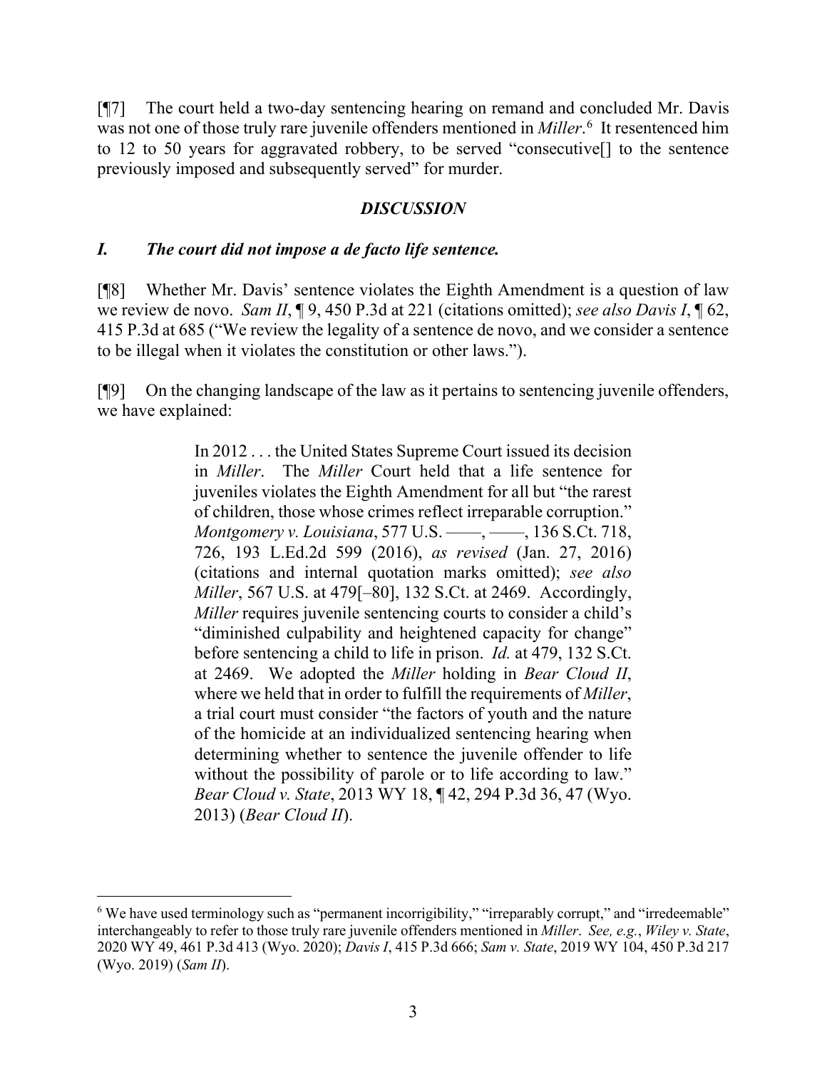[¶7] The court held a two-day sentencing hearing on remand and concluded Mr. Davis was not one of those truly rare juvenile offenders mentioned in *Miller*.[6] It resentenced him to 12 to 50 years for aggravated robbery, to be served "consecutive[] to the sentence previously imposed and subsequently served" for murder.

## *DISCUSSION*

### *I. The court did not impose a de facto life sentence.*

[¶8] Whether Mr. Davis' sentence violates the Eighth Amendment is a question of law we review de novo. *Sam II*, ¶ 9, 450 P.3d at 221 (citations omitted); *see also Davis I*, ¶ 62, 415 P.3d at 685 ("We review the legality of a sentence de novo, and we consider a sentence to be illegal when it violates the constitution or other laws.").

[¶9] On the changing landscape of the law as it pertains to sentencing juvenile offenders, we have explained:

> In 2012 . . . the United States Supreme Court issued its decision in *Miller*. The *Miller* Court held that a life sentence for juveniles violates the Eighth Amendment for all but "the rarest of children, those whose crimes reflect irreparable corruption." *Montgomery v. Louisiana*, 577 U.S. ——, ——, 136 S.Ct. 718, 726, 193 L.Ed.2d 599 (2016), *as revised* (Jan. 27, 2016) (citations and internal quotation marks omitted); *see also Miller*, 567 U.S. at 479[–80], 132 S.Ct. at 2469. Accordingly, *Miller* requires juvenile sentencing courts to consider a child's "diminished culpability and heightened capacity for change" before sentencing a child to life in prison. *Id.* at 479, 132 S.Ct. at 2469. We adopted the *Miller* holding in *Bear Cloud II*, where we held that in order to fulfill the requirements of *Miller*, a trial court must consider "the factors of youth and the nature of the homicide at an individualized sentencing hearing when determining whether to sentence the juvenile offender to life without the possibility of parole or to life according to law." *Bear Cloud v. State*, 2013 WY 18, ¶ 42, 294 P.3d 36, 47 (Wyo. 2013) (*Bear Cloud II*).

---

[6] We have used terminology such as "permanent incorrigibility," "irreparably corrupt," and "irredeemable" interchangeably to refer to those truly rare juvenile offenders mentioned in *Miller*. *See, e.g.*, *Wiley v. State*, 2020 WY 49, 461 P.3d 413 (Wyo. 2020); *Davis I*, 415 P.3d 666; *Sam v. State*, 2019 WY 104, 450 P.3d 217 (Wyo. 2019) (*Sam II*).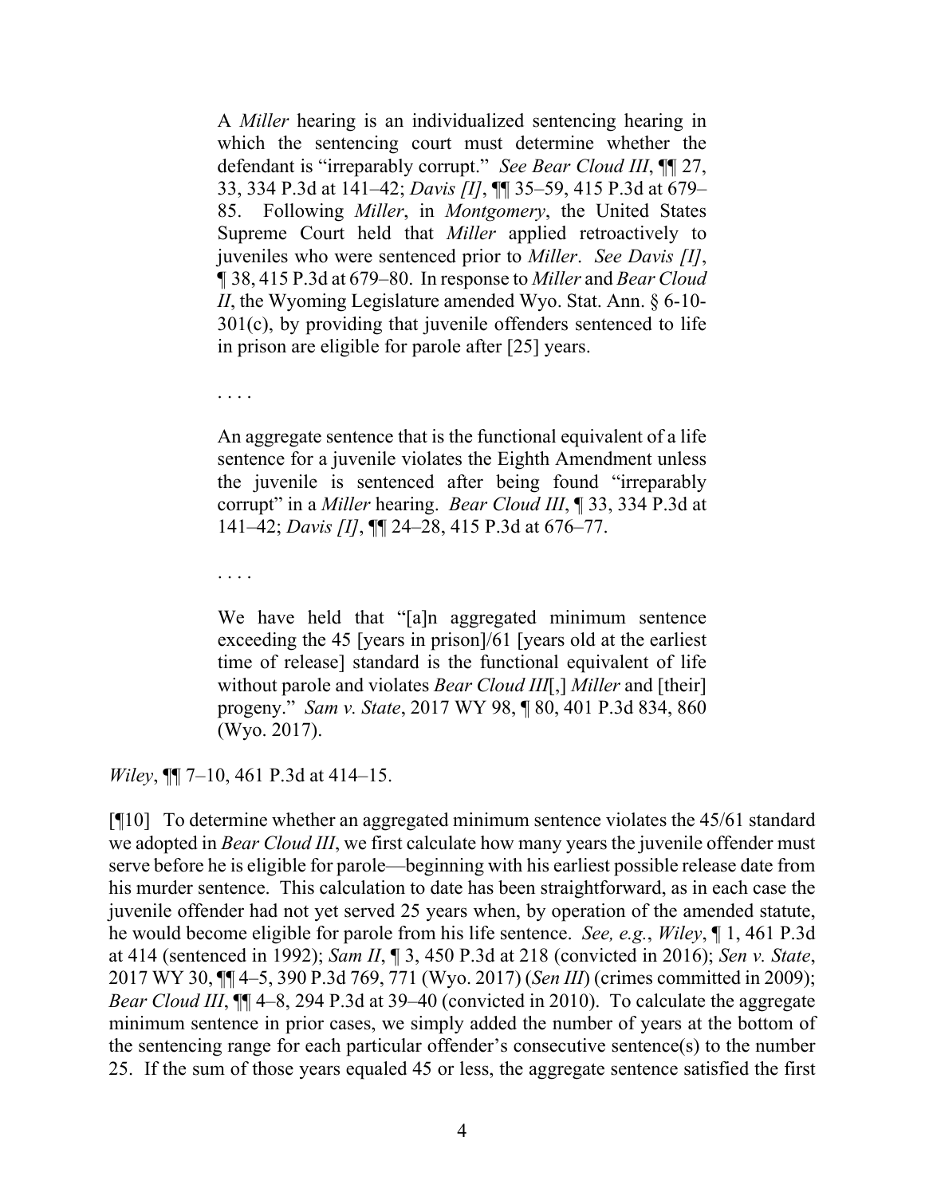> A *Miller* hearing is an individualized sentencing hearing in which the sentencing court must determine whether the defendant is "irreparably corrupt." *See Bear Cloud III*, ¶¶ 27, 33, 334 P.3d at 141–42; *Davis [I]*, ¶¶ 35–59, 415 P.3d at 679–85. Following *Miller*, in *Montgomery*, the United States Supreme Court held that *Miller* applied retroactively to juveniles who were sentenced prior to *Miller*. *See Davis [I]*, ¶ 38, 415 P.3d at 679–80. In response to *Miller* and *Bear Cloud II*, the Wyoming Legislature amended Wyo. Stat. Ann. § 6-10-301(c), by providing that juvenile offenders sentenced to life in prison are eligible for parole after [25] years.
>
> . . . .
>
> An aggregate sentence that is the functional equivalent of a life sentence for a juvenile violates the Eighth Amendment unless the juvenile is sentenced after being found "irreparably corrupt" in a *Miller* hearing. *Bear Cloud III*, ¶ 33, 334 P.3d at 141–42; *Davis [I]*, ¶¶ 24–28, 415 P.3d at 676–77.
>
> . . . .
>
> We have held that "[a]n aggregated minimum sentence exceeding the 45 [years in prison]/61 [years old at the earliest time of release] standard is the functional equivalent of life without parole and violates *Bear Cloud III*[,] *Miller* and [their] progeny." *Sam v. State*, 2017 WY 98, ¶ 80, 401 P.3d 834, 860 (Wyo. 2017).

*Wiley*, ¶¶ 7–10, 461 P.3d at 414–15.

[¶10] To determine whether an aggregated minimum sentence violates the 45/61 standard we adopted in *Bear Cloud III*, we first calculate how many years the juvenile offender must serve before he is eligible for parole—beginning with his earliest possible release date from his murder sentence. This calculation to date has been straightforward, as in each case the juvenile offender had not yet served 25 years when, by operation of the amended statute, he would become eligible for parole from his life sentence. *See, e.g.*, *Wiley*, ¶ 1, 461 P.3d at 414 (sentenced in 1992); *Sam II*, ¶ 3, 450 P.3d at 218 (convicted in 2016); *Sen v. State*, 2017 WY 30, ¶¶ 4–5, 390 P.3d 769, 771 (Wyo. 2017) (*Sen III*) (crimes committed in 2009); *Bear Cloud III*, ¶¶ 4–8, 294 P.3d at 39–40 (convicted in 2010). To calculate the aggregate minimum sentence in prior cases, we simply added the number of years at the bottom of the sentencing range for each particular offender's consecutive sentence(s) to the number 25. If the sum of those years equaled 45 or less, the aggregate sentence satisfied the first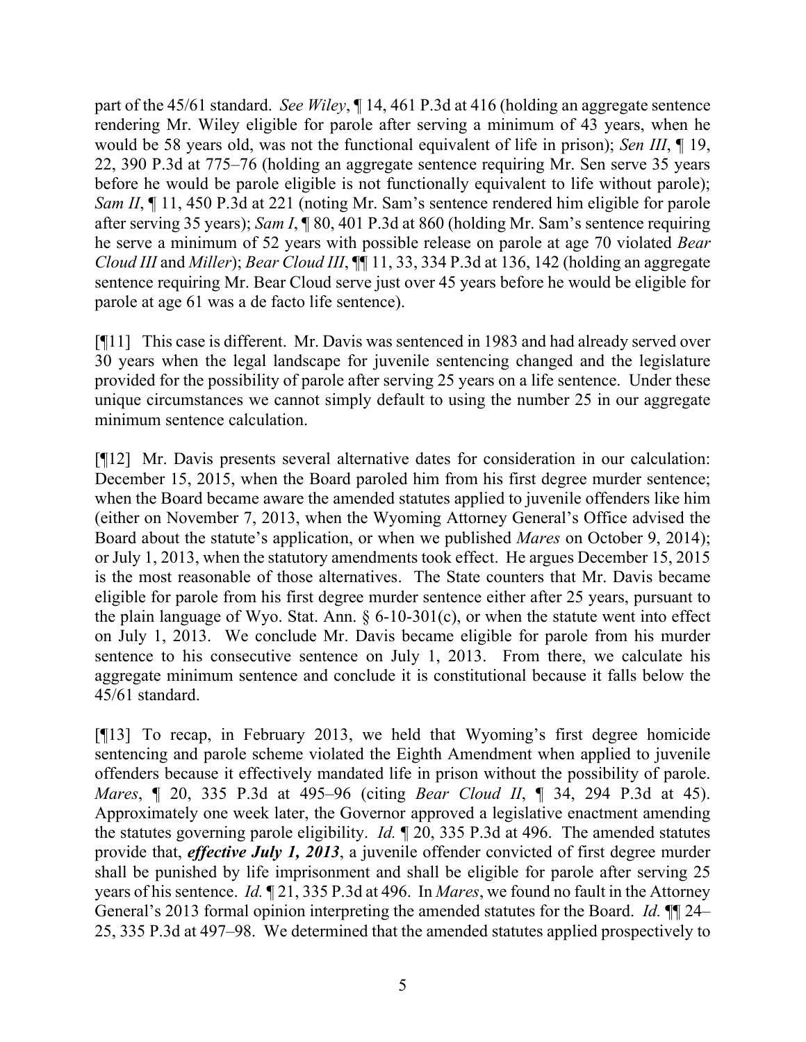part of the 45/61 standard. *See Wiley*, ¶ 14, 461 P.3d at 416 (holding an aggregate sentence rendering Mr. Wiley eligible for parole after serving a minimum of 43 years, when he would be 58 years old, was not the functional equivalent of life in prison); *Sen III*, ¶ 19, 22, 390 P.3d at 775–76 (holding an aggregate sentence requiring Mr. Sen serve 35 years before he would be parole eligible is not functionally equivalent to life without parole); *Sam II*, ¶ 11, 450 P.3d at 221 (noting Mr. Sam's sentence rendered him eligible for parole after serving 35 years); *Sam I*, ¶ 80, 401 P.3d at 860 (holding Mr. Sam's sentence requiring he serve a minimum of 52 years with possible release on parole at age 70 violated *Bear Cloud III* and *Miller*); *Bear Cloud III*, ¶¶ 11, 33, 334 P.3d at 136, 142 (holding an aggregate sentence requiring Mr. Bear Cloud serve just over 45 years before he would be eligible for parole at age 61 was a de facto life sentence).

[¶11] This case is different. Mr. Davis was sentenced in 1983 and had already served over 30 years when the legal landscape for juvenile sentencing changed and the legislature provided for the possibility of parole after serving 25 years on a life sentence. Under these unique circumstances we cannot simply default to using the number 25 in our aggregate minimum sentence calculation.

[¶12] Mr. Davis presents several alternative dates for consideration in our calculation: December 15, 2015, when the Board paroled him from his first degree murder sentence; when the Board became aware the amended statutes applied to juvenile offenders like him (either on November 7, 2013, when the Wyoming Attorney General's Office advised the Board about the statute's application, or when we published *Mares* on October 9, 2014); or July 1, 2013, when the statutory amendments took effect. He argues December 15, 2015 is the most reasonable of those alternatives. The State counters that Mr. Davis became eligible for parole from his first degree murder sentence either after 25 years, pursuant to the plain language of Wyo. Stat. Ann. § 6-10-301(c), or when the statute went into effect on July 1, 2013. We conclude Mr. Davis became eligible for parole from his murder sentence to his consecutive sentence on July 1, 2013. From there, we calculate his aggregate minimum sentence and conclude it is constitutional because it falls below the 45/61 standard.

[¶13] To recap, in February 2013, we held that Wyoming's first degree homicide sentencing and parole scheme violated the Eighth Amendment when applied to juvenile offenders because it effectively mandated life in prison without the possibility of parole. *Mares*, ¶ 20, 335 P.3d at 495–96 (citing *Bear Cloud II*, ¶ 34, 294 P.3d at 45). Approximately one week later, the Governor approved a legislative enactment amending the statutes governing parole eligibility. *Id.* ¶ 20, 335 P.3d at 496. The amended statutes provide that, ***effective July 1, 2013***, a juvenile offender convicted of first degree murder shall be punished by life imprisonment and shall be eligible for parole after serving 25 years of his sentence. *Id.* ¶ 21, 335 P.3d at 496. In *Mares*, we found no fault in the Attorney General's 2013 formal opinion interpreting the amended statutes for the Board. *Id.* ¶¶ 24–25, 335 P.3d at 497–98. We determined that the amended statutes applied prospectively to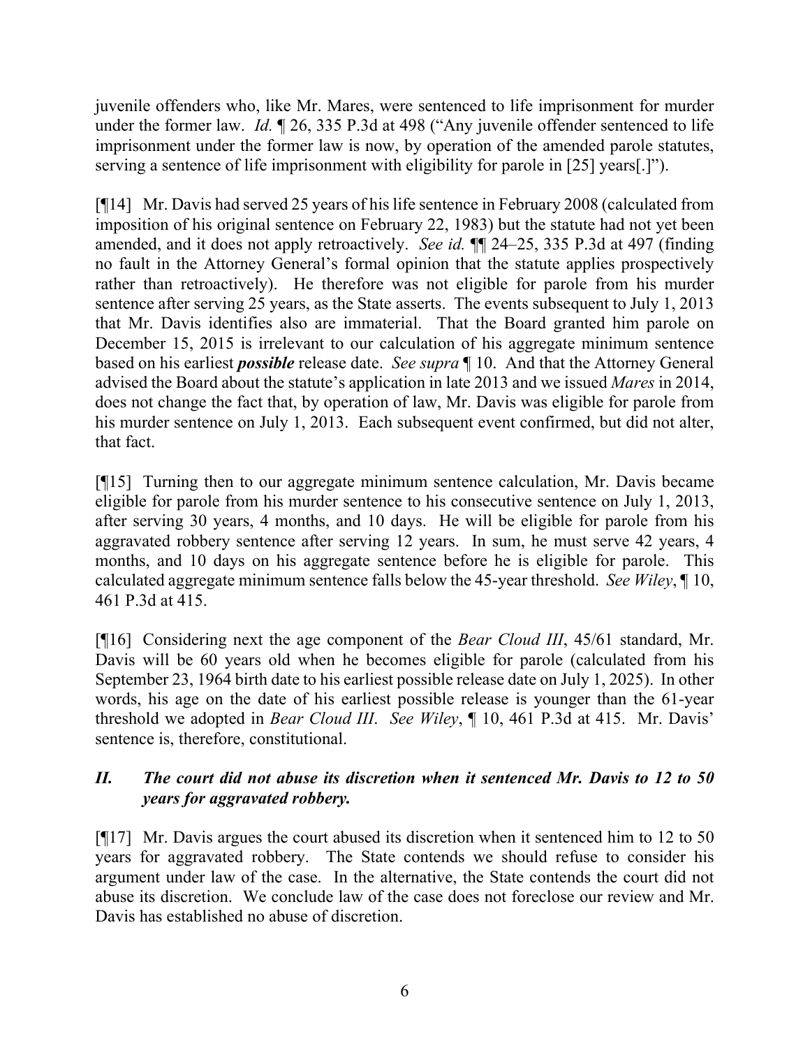juvenile offenders who, like Mr. Mares, were sentenced to life imprisonment for murder under the former law. *Id.* ¶ 26, 335 P.3d at 498 ("Any juvenile offender sentenced to life imprisonment under the former law is now, by operation of the amended parole statutes, serving a sentence of life imprisonment with eligibility for parole in [25] years[.]").

[¶14] Mr. Davis had served 25 years of his life sentence in February 2008 (calculated from imposition of his original sentence on February 22, 1983) but the statute had not yet been amended, and it does not apply retroactively. *See id.* ¶¶ 24–25, 335 P.3d at 497 (finding no fault in the Attorney General's formal opinion that the statute applies prospectively rather than retroactively). He therefore was not eligible for parole from his murder sentence after serving 25 years, as the State asserts. The events subsequent to July 1, 2013 that Mr. Davis identifies also are immaterial. That the Board granted him parole on December 15, 2015 is irrelevant to our calculation of his aggregate minimum sentence based on his earliest ***possible*** release date. *See supra* ¶ 10. And that the Attorney General advised the Board about the statute's application in late 2013 and we issued *Mares* in 2014, does not change the fact that, by operation of law, Mr. Davis was eligible for parole from his murder sentence on July 1, 2013. Each subsequent event confirmed, but did not alter, that fact.

[¶15] Turning then to our aggregate minimum sentence calculation, Mr. Davis became eligible for parole from his murder sentence to his consecutive sentence on July 1, 2013, after serving 30 years, 4 months, and 10 days. He will be eligible for parole from his aggravated robbery sentence after serving 12 years. In sum, he must serve 42 years, 4 months, and 10 days on his aggregate sentence before he is eligible for parole. This calculated aggregate minimum sentence falls below the 45-year threshold. *See Wiley*, ¶ 10, 461 P.3d at 415.

[¶16] Considering next the age component of the *Bear Cloud III*, 45/61 standard, Mr. Davis will be 60 years old when he becomes eligible for parole (calculated from his September 23, 1964 birth date to his earliest possible release date on July 1, 2025). In other words, his age on the date of his earliest possible release is younger than the 61-year threshold we adopted in *Bear Cloud III*. *See Wiley*, ¶ 10, 461 P.3d at 415. Mr. Davis' sentence is, therefore, constitutional.

## ***II. The court did not abuse its discretion when it sentenced Mr. Davis to 12 to 50 years for aggravated robbery.***

[¶17] Mr. Davis argues the court abused its discretion when it sentenced him to 12 to 50 years for aggravated robbery. The State contends we should refuse to consider his argument under law of the case. In the alternative, the State contends the court did not abuse its discretion. We conclude law of the case does not foreclose our review and Mr. Davis has established no abuse of discretion.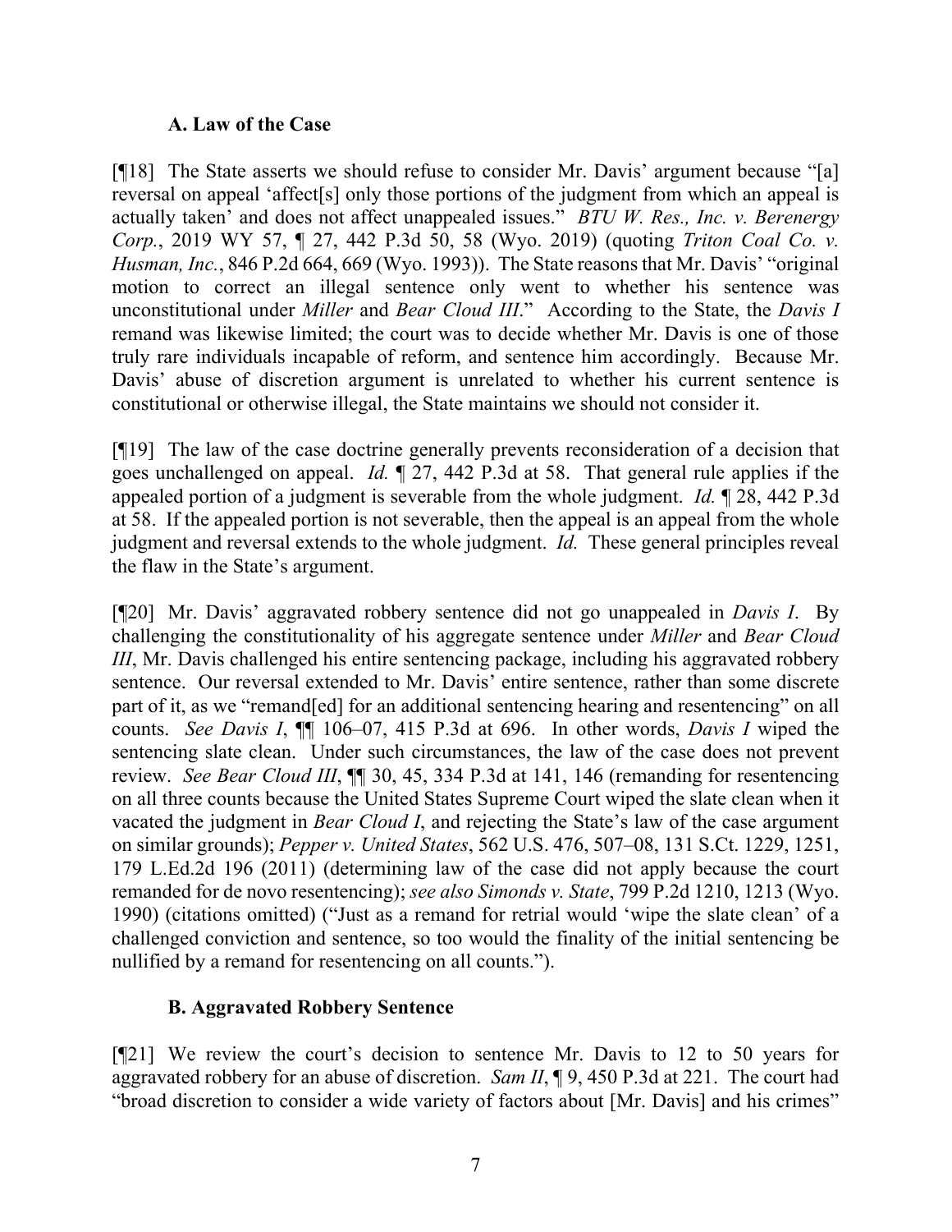### A. Law of the Case

[¶18] The State asserts we should refuse to consider Mr. Davis' argument because "[a] reversal on appeal 'affect[s] only those portions of the judgment from which an appeal is actually taken' and does not affect unappealed issues." *BTU W. Res., Inc. v. Berenergy Corp.*, 2019 WY 57, ¶ 27, 442 P.3d 50, 58 (Wyo. 2019) (quoting *Triton Coal Co. v. Husman, Inc.*, 846 P.2d 664, 669 (Wyo. 1993)). The State reasons that Mr. Davis' "original motion to correct an illegal sentence only went to whether his sentence was unconstitutional under *Miller* and *Bear Cloud III*." According to the State, the *Davis I* remand was likewise limited; the court was to decide whether Mr. Davis is one of those truly rare individuals incapable of reform, and sentence him accordingly. Because Mr. Davis' abuse of discretion argument is unrelated to whether his current sentence is constitutional or otherwise illegal, the State maintains we should not consider it.

[¶19] The law of the case doctrine generally prevents reconsideration of a decision that goes unchallenged on appeal. *Id.* ¶ 27, 442 P.3d at 58. That general rule applies if the appealed portion of a judgment is severable from the whole judgment. *Id.* ¶ 28, 442 P.3d at 58. If the appealed portion is not severable, then the appeal is an appeal from the whole judgment and reversal extends to the whole judgment. *Id.* These general principles reveal the flaw in the State's argument.

[¶20] Mr. Davis' aggravated robbery sentence did not go unappealed in *Davis I*. By challenging the constitutionality of his aggregate sentence under *Miller* and *Bear Cloud III*, Mr. Davis challenged his entire sentencing package, including his aggravated robbery sentence. Our reversal extended to Mr. Davis' entire sentence, rather than some discrete part of it, as we "remand[ed] for an additional sentencing hearing and resentencing" on all counts. *See Davis I*, ¶¶ 106–07, 415 P.3d at 696. In other words, *Davis I* wiped the sentencing slate clean. Under such circumstances, the law of the case does not prevent review. *See Bear Cloud III*, ¶¶ 30, 45, 334 P.3d at 141, 146 (remanding for resentencing on all three counts because the United States Supreme Court wiped the slate clean when it vacated the judgment in *Bear Cloud I*, and rejecting the State's law of the case argument on similar grounds); *Pepper v. United States*, 562 U.S. 476, 507–08, 131 S.Ct. 1229, 1251, 179 L.Ed.2d 196 (2011) (determining law of the case did not apply because the court remanded for de novo resentencing); *see also Simonds v. State*, 799 P.2d 1210, 1213 (Wyo. 1990) (citations omitted) ("Just as a remand for retrial would 'wipe the slate clean' of a challenged conviction and sentence, so too would the finality of the initial sentencing be nullified by a remand for resentencing on all counts.").

### B. Aggravated Robbery Sentence

[¶21] We review the court's decision to sentence Mr. Davis to 12 to 50 years for aggravated robbery for an abuse of discretion. *Sam II*, ¶ 9, 450 P.3d at 221. The court had "broad discretion to consider a wide variety of factors about [Mr. Davis] and his crimes"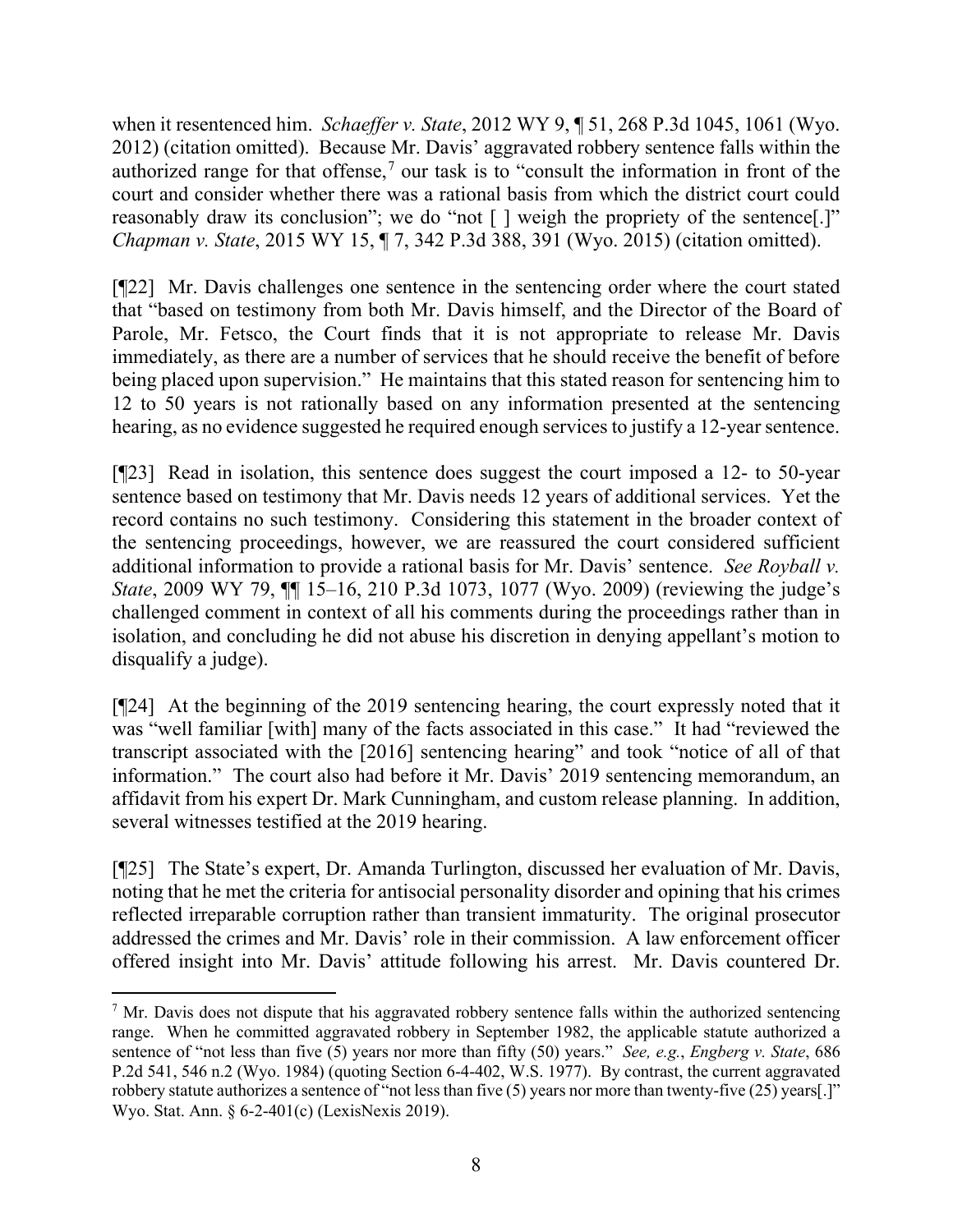when it resentenced him. *Schaeffer v. State*, 2012 WY 9, ¶ 51, 268 P.3d 1045, 1061 (Wyo. 2012) (citation omitted). Because Mr. Davis' aggravated robbery sentence falls within the authorized range for that offense,[7] our task is to "consult the information in front of the court and consider whether there was a rational basis from which the district court could reasonably draw its conclusion"; we do "not [ ] weigh the propriety of the sentence[.]" *Chapman v. State*, 2015 WY 15, ¶ 7, 342 P.3d 388, 391 (Wyo. 2015) (citation omitted).

[¶22] Mr. Davis challenges one sentence in the sentencing order where the court stated that "based on testimony from both Mr. Davis himself, and the Director of the Board of Parole, Mr. Fetsco, the Court finds that it is not appropriate to release Mr. Davis immediately, as there are a number of services that he should receive the benefit of before being placed upon supervision." He maintains that this stated reason for sentencing him to 12 to 50 years is not rationally based on any information presented at the sentencing hearing, as no evidence suggested he required enough services to justify a 12-year sentence.

[¶23] Read in isolation, this sentence does suggest the court imposed a 12- to 50-year sentence based on testimony that Mr. Davis needs 12 years of additional services. Yet the record contains no such testimony. Considering this statement in the broader context of the sentencing proceedings, however, we are reassured the court considered sufficient additional information to provide a rational basis for Mr. Davis' sentence. *See Royball v. State*, 2009 WY 79, ¶¶ 15–16, 210 P.3d 1073, 1077 (Wyo. 2009) (reviewing the judge's challenged comment in context of all his comments during the proceedings rather than in isolation, and concluding he did not abuse his discretion in denying appellant's motion to disqualify a judge).

[¶24] At the beginning of the 2019 sentencing hearing, the court expressly noted that it was "well familiar [with] many of the facts associated in this case." It had "reviewed the transcript associated with the [2016] sentencing hearing" and took "notice of all of that information." The court also had before it Mr. Davis' 2019 sentencing memorandum, an affidavit from his expert Dr. Mark Cunningham, and custom release planning. In addition, several witnesses testified at the 2019 hearing.

[¶25] The State's expert, Dr. Amanda Turlington, discussed her evaluation of Mr. Davis, noting that he met the criteria for antisocial personality disorder and opining that his crimes reflected irreparable corruption rather than transient immaturity. The original prosecutor addressed the crimes and Mr. Davis' role in their commission. A law enforcement officer offered insight into Mr. Davis' attitude following his arrest. Mr. Davis countered Dr.

[7] Mr. Davis does not dispute that his aggravated robbery sentence falls within the authorized sentencing range. When he committed aggravated robbery in September 1982, the applicable statute authorized a sentence of "not less than five (5) years nor more than fifty (50) years." *See, e.g.*, *Engberg v. State*, 686 P.2d 541, 546 n.2 (Wyo. 1984) (quoting Section 6-4-402, W.S. 1977). By contrast, the current aggravated robbery statute authorizes a sentence of "not less than five (5) years nor more than twenty-five (25) years[.]" Wyo. Stat. Ann. § 6-2-401(c) (LexisNexis 2019).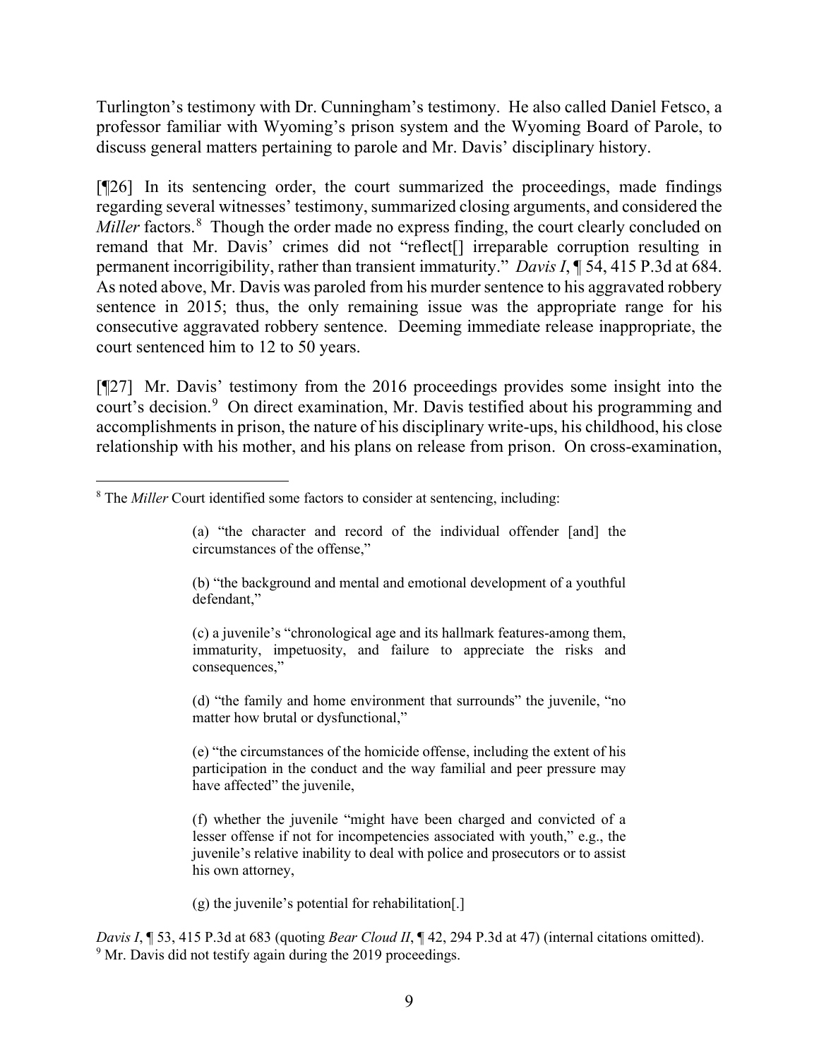Turlington's testimony with Dr. Cunningham's testimony. He also called Daniel Fetsco, a professor familiar with Wyoming's prison system and the Wyoming Board of Parole, to discuss general matters pertaining to parole and Mr. Davis' disciplinary history.

[¶26] In its sentencing order, the court summarized the proceedings, made findings regarding several witnesses' testimony, summarized closing arguments, and considered the *Miller* factors.[8] Though the order made no express finding, the court clearly concluded on remand that Mr. Davis' crimes did not "reflect[] irreparable corruption resulting in permanent incorrigibility, rather than transient immaturity." *Davis I*, ¶ 54, 415 P.3d at 684. As noted above, Mr. Davis was paroled from his murder sentence to his aggravated robbery sentence in 2015; thus, the only remaining issue was the appropriate range for his consecutive aggravated robbery sentence. Deeming immediate release inappropriate, the court sentenced him to 12 to 50 years.

[¶27] Mr. Davis' testimony from the 2016 proceedings provides some insight into the court's decision.[9] On direct examination, Mr. Davis testified about his programming and accomplishments in prison, the nature of his disciplinary write-ups, his childhood, his close relationship with his mother, and his plans on release from prison. On cross-examination,

---

[8] The *Miller* Court identified some factors to consider at sentencing, including:

> (a) "the character and record of the individual offender [and] the circumstances of the offense,"
>
> (b) "the background and mental and emotional development of a youthful defendant,"
>
> (c) a juvenile's "chronological age and its hallmark features-among them, immaturity, impetuosity, and failure to appreciate the risks and consequences,"
>
> (d) "the family and home environment that surrounds" the juvenile, "no matter how brutal or dysfunctional,"
>
> (e) "the circumstances of the homicide offense, including the extent of his participation in the conduct and the way familial and peer pressure may have affected" the juvenile,
>
> (f) whether the juvenile "might have been charged and convicted of a lesser offense if not for incompetencies associated with youth," e.g., the juvenile's relative inability to deal with police and prosecutors or to assist his own attorney,
>
> (g) the juvenile's potential for rehabilitation[.]

*Davis I*, ¶ 53, 415 P.3d at 683 (quoting *Bear Cloud II*, ¶ 42, 294 P.3d at 47) (internal citations omitted).

[9] Mr. Davis did not testify again during the 2019 proceedings.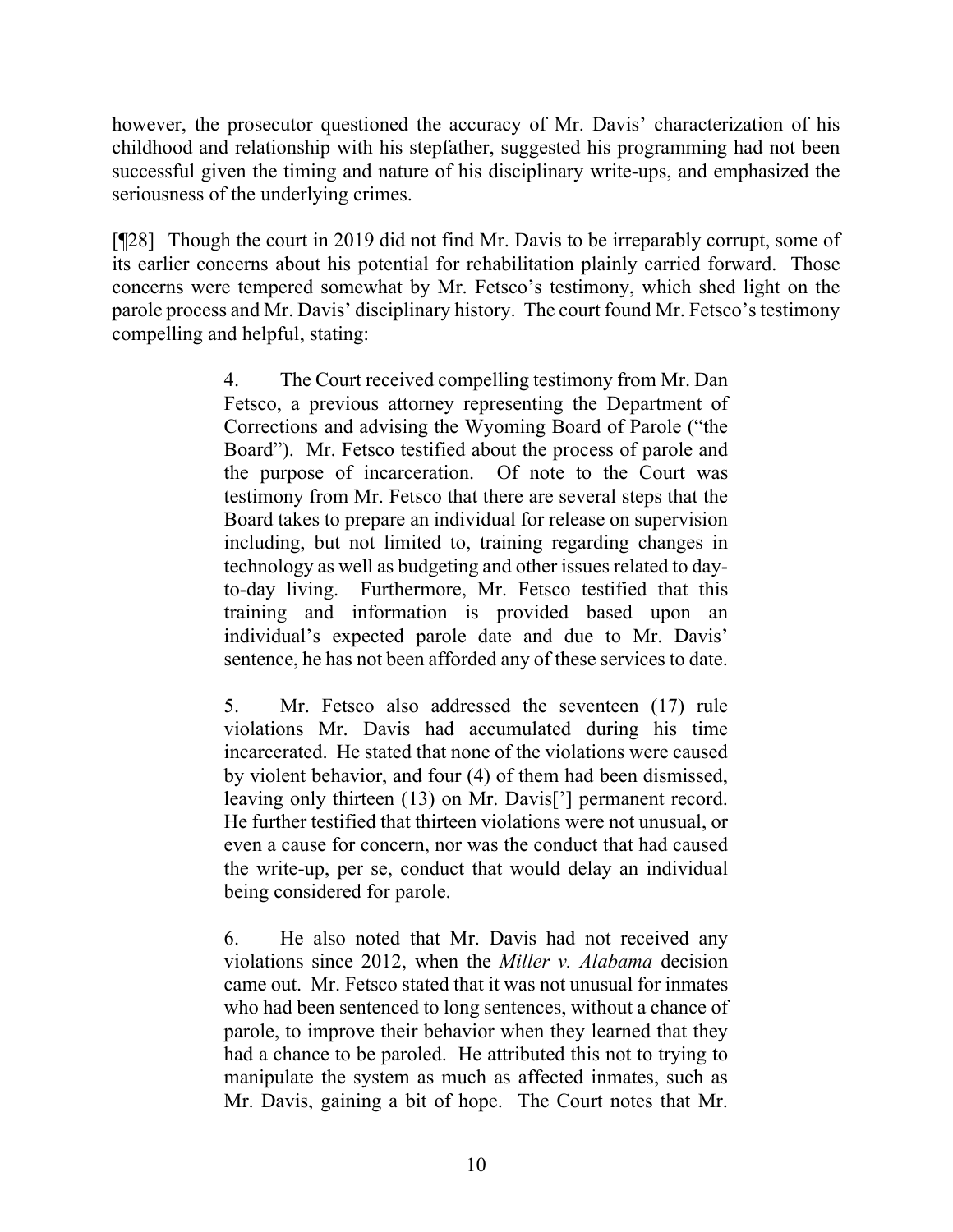however, the prosecutor questioned the accuracy of Mr. Davis' characterization of his childhood and relationship with his stepfather, suggested his programming had not been successful given the timing and nature of his disciplinary write-ups, and emphasized the seriousness of the underlying crimes.

[¶28] Though the court in 2019 did not find Mr. Davis to be irreparably corrupt, some of its earlier concerns about his potential for rehabilitation plainly carried forward. Those concerns were tempered somewhat by Mr. Fetsco's testimony, which shed light on the parole process and Mr. Davis' disciplinary history. The court found Mr. Fetsco's testimony compelling and helpful, stating:

> 4. The Court received compelling testimony from Mr. Dan Fetsco, a previous attorney representing the Department of Corrections and advising the Wyoming Board of Parole ("the Board"). Mr. Fetsco testified about the process of parole and the purpose of incarceration. Of note to the Court was testimony from Mr. Fetsco that there are several steps that the Board takes to prepare an individual for release on supervision including, but not limited to, training regarding changes in technology as well as budgeting and other issues related to day-to-day living. Furthermore, Mr. Fetsco testified that this training and information is provided based upon an individual's expected parole date and due to Mr. Davis' sentence, he has not been afforded any of these services to date.
>
> 5. Mr. Fetsco also addressed the seventeen (17) rule violations Mr. Davis had accumulated during his time incarcerated. He stated that none of the violations were caused by violent behavior, and four (4) of them had been dismissed, leaving only thirteen (13) on Mr. Davis['] permanent record. He further testified that thirteen violations were not unusual, or even a cause for concern, nor was the conduct that had caused the write-up, per se, conduct that would delay an individual being considered for parole.
>
> 6. He also noted that Mr. Davis had not received any violations since 2012, when the *Miller v. Alabama* decision came out. Mr. Fetsco stated that it was not unusual for inmates who had been sentenced to long sentences, without a chance of parole, to improve their behavior when they learned that they had a chance to be paroled. He attributed this not to trying to manipulate the system as much as affected inmates, such as Mr. Davis, gaining a bit of hope. The Court notes that Mr.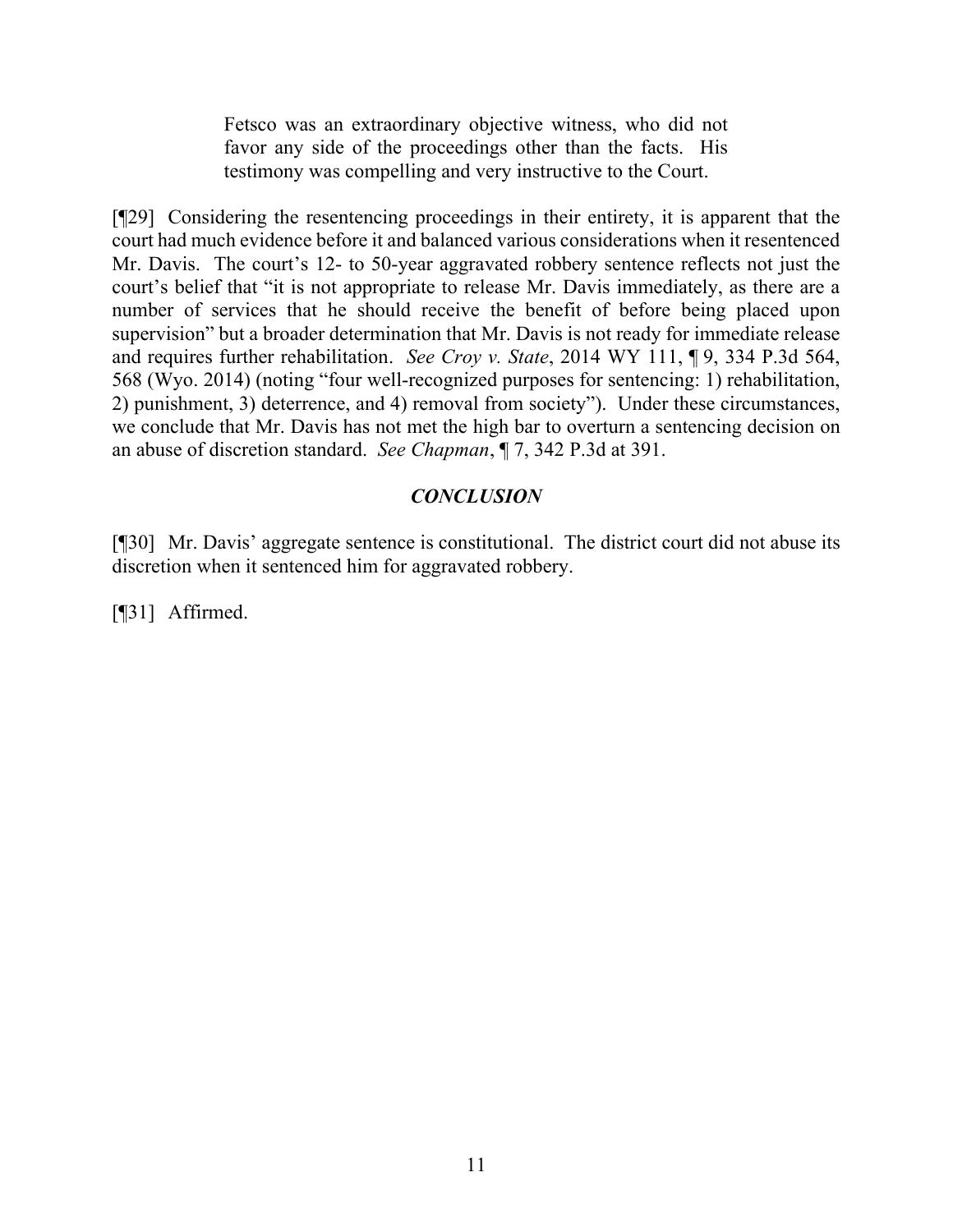> Fetsco was an extraordinary objective witness, who did not favor any side of the proceedings other than the facts. His testimony was compelling and very instructive to the Court.

[¶29] Considering the resentencing proceedings in their entirety, it is apparent that the court had much evidence before it and balanced various considerations when it resentenced Mr. Davis. The court's 12- to 50-year aggravated robbery sentence reflects not just the court's belief that "it is not appropriate to release Mr. Davis immediately, as there are a number of services that he should receive the benefit of before being placed upon supervision" but a broader determination that Mr. Davis is not ready for immediate release and requires further rehabilitation. *See Croy v. State*, 2014 WY 111, ¶ 9, 334 P.3d 564, 568 (Wyo. 2014) (noting "four well-recognized purposes for sentencing: 1) rehabilitation, 2) punishment, 3) deterrence, and 4) removal from society"). Under these circumstances, we conclude that Mr. Davis has not met the high bar to overturn a sentencing decision on an abuse of discretion standard. *See Chapman*, ¶ 7, 342 P.3d at 391.

## ***CONCLUSION***

[¶30] Mr. Davis' aggregate sentence is constitutional. The district court did not abuse its discretion when it sentenced him for aggravated robbery.

[¶31] Affirmed.